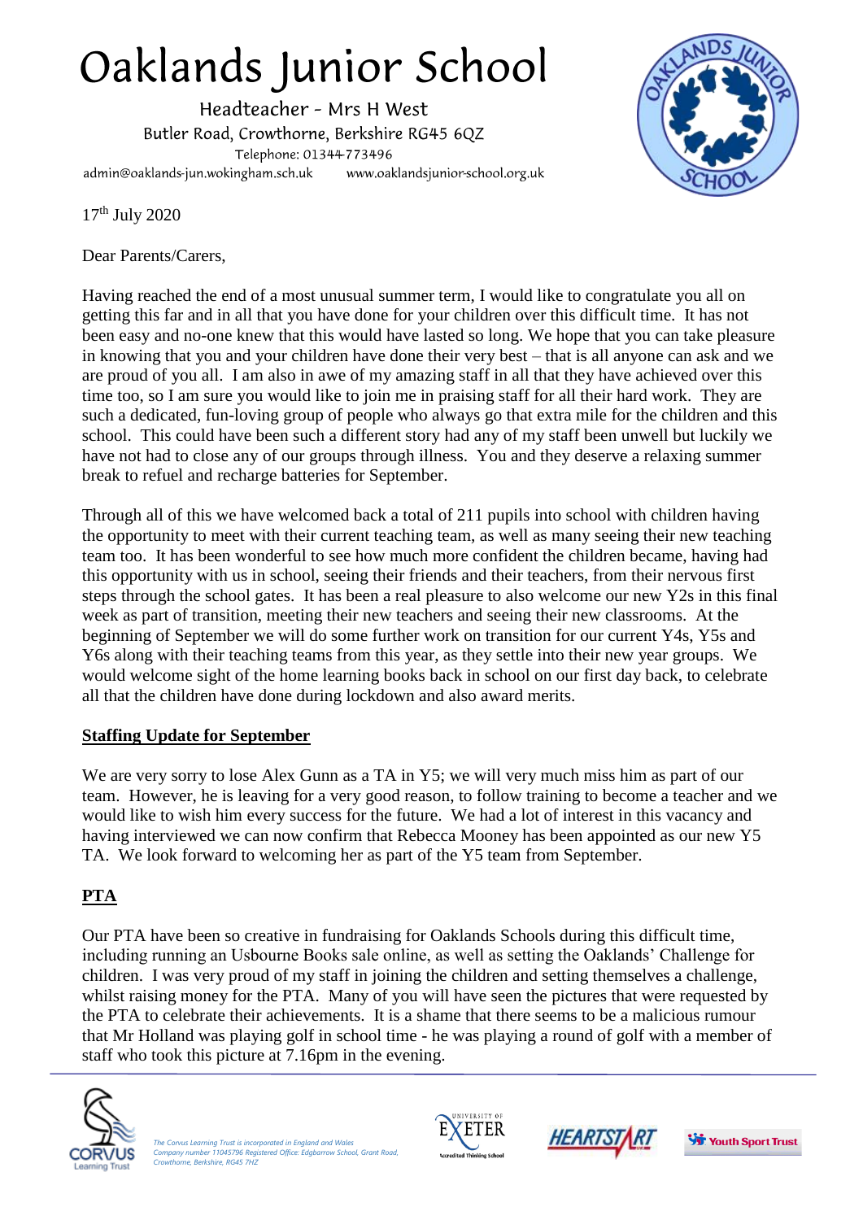# Oaklands Junior School

Headteacher - Mrs H West
Butler Road, Crowthorne, Berkshire RG45 6QZ
Telephone: 01344-773496
admin@oaklands-jun.wokingham.sch.uk www.oaklandsjunior-school.org.uk

17th July 2020

Dear Parents/Carers,

Having reached the end of a most unusual summer term, I would like to congratulate you all on getting this far and in all that you have done for your children over this difficult time. It has not been easy and no-one knew that this would have lasted so long. We hope that you can take pleasure in knowing that you and your children have done their very best – that is all anyone can ask and we are proud of you all. I am also in awe of my amazing staff in all that they have achieved over this time too, so I am sure you would like to join me in praising staff for all their hard work. They are such a dedicated, fun-loving group of people who always go that extra mile for the children and this school. This could have been such a different story had any of my staff been unwell but luckily we have not had to close any of our groups through illness. You and they deserve a relaxing summer break to refuel and recharge batteries for September.

Through all of this we have welcomed back a total of 211 pupils into school with children having the opportunity to meet with their current teaching team, as well as many seeing their new teaching team too. It has been wonderful to see how much more confident the children became, having had this opportunity with us in school, seeing their friends and their teachers, from their nervous first steps through the school gates. It has been a real pleasure to also welcome our new Y2s in this final week as part of transition, meeting their new teachers and seeing their new classrooms. At the beginning of September we will do some further work on transition for our current Y4s, Y5s and Y6s along with their teaching teams from this year, as they settle into their new year groups. We would welcome sight of the home learning books back in school on our first day back, to celebrate all that the children have done during lockdown and also award merits.

## Staffing Update for September

We are very sorry to lose Alex Gunn as a TA in Y5; we will very much miss him as part of our team. However, he is leaving for a very good reason, to follow training to become a teacher and we would like to wish him every success for the future. We had a lot of interest in this vacancy and having interviewed we can now confirm that Rebecca Mooney has been appointed as our new Y5 TA. We look forward to welcoming her as part of the Y5 team from September.

## PTA

Our PTA have been so creative in fundraising for Oaklands Schools during this difficult time, including running an Usbourne Books sale online, as well as setting the Oaklands' Challenge for children. I was very proud of my staff in joining the children and setting themselves a challenge, whilst raising money for the PTA. Many of you will have seen the pictures that were requested by the PTA to celebrate their achievements. It is a shame that there seems to be a malicious rumour that Mr Holland was playing golf in school time - he was playing a round of golf with a member of staff who took this picture at 7.16pm in the evening.

*The Corvus Learning Trust is incorporated in England and Wales Company number 11045796 Registered Office: Edgbarrow School, Grant Road, Crowthorne, Berkshire, RG45 7HZ*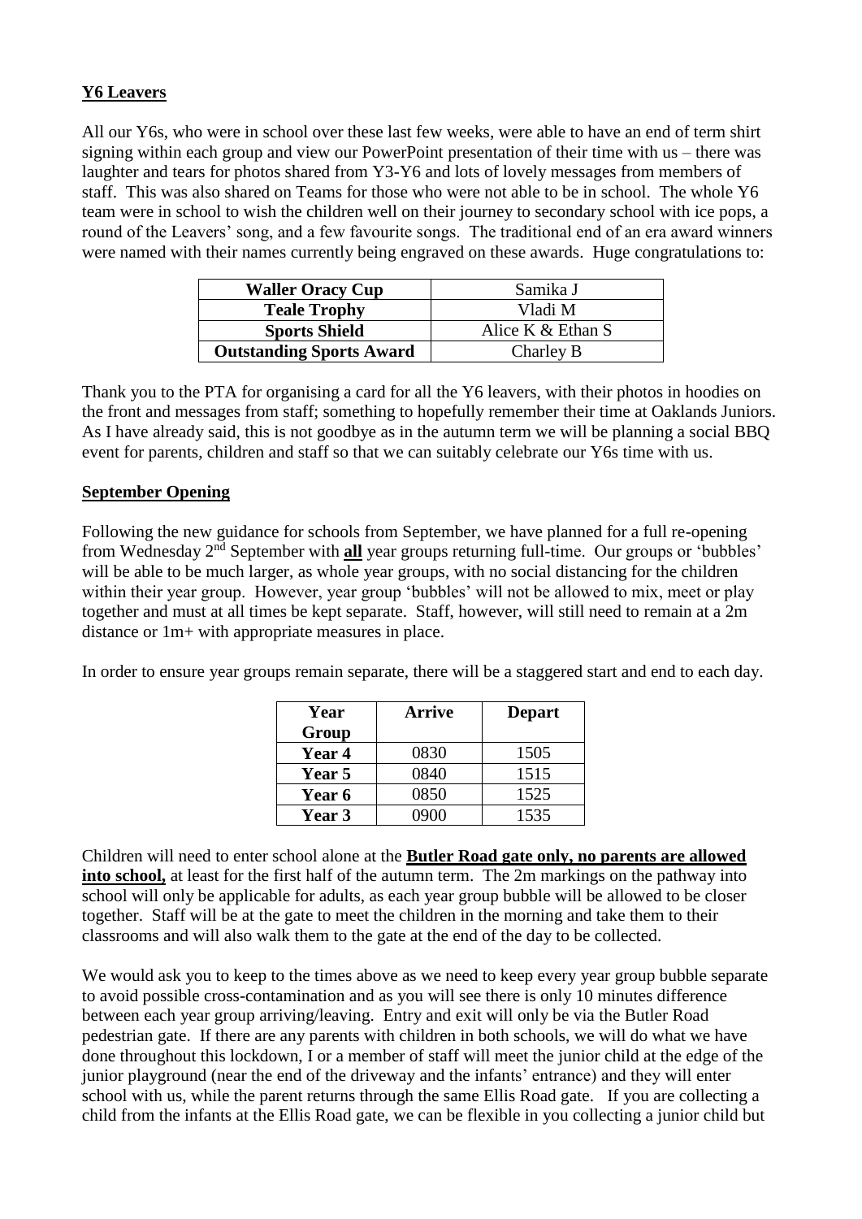## **Y6 Leavers**

All our Y6s, who were in school over these last few weeks, were able to have an end of term shirt signing within each group and view our PowerPoint presentation of their time with us – there was laughter and tears for photos shared from Y3-Y6 and lots of lovely messages from members of staff. This was also shared on Teams for those who were not able to be in school. The whole Y6 team were in school to wish the children well on their journey to secondary school with ice pops, a round of the Leavers' song, and a few favourite songs. The traditional end of an era award winners were named with their names currently being engraved on these awards. Huge congratulations to:

| **Waller Oracy Cup** | Samika J |
|---|---|
| **Teale Trophy** | Vladi M |
| **Sports Shield** | Alice K & Ethan S |
| **Outstanding Sports Award** | Charley B |

Thank you to the PTA for organising a card for all the Y6 leavers, with their photos in hoodies on the front and messages from staff; something to hopefully remember their time at Oaklands Juniors. As I have already said, this is not goodbye as in the autumn term we will be planning a social BBQ event for parents, children and staff so that we can suitably celebrate our Y6s time with us.

## **September Opening**

Following the new guidance for schools from September, we have planned for a full re-opening from Wednesday 2nd September with **all** year groups returning full-time. Our groups or 'bubbles' will be able to be much larger, as whole year groups, with no social distancing for the children within their year group. However, year group 'bubbles' will not be allowed to mix, meet or play together and must at all times be kept separate. Staff, however, will still need to remain at a 2m distance or 1m+ with appropriate measures in place.

In order to ensure year groups remain separate, there will be a staggered start and end to each day.

| Year Group | Arrive | Depart |
|---|---|---|
| **Year 4** | 0830 | 1505 |
| **Year 5** | 0840 | 1515 |
| **Year 6** | 0850 | 1525 |
| **Year 3** | 0900 | 1535 |

Children will need to enter school alone at the **Butler Road gate only, no parents are allowed into school,** at least for the first half of the autumn term. The 2m markings on the pathway into school will only be applicable for adults, as each year group bubble will be allowed to be closer together. Staff will be at the gate to meet the children in the morning and take them to their classrooms and will also walk them to the gate at the end of the day to be collected.

We would ask you to keep to the times above as we need to keep every year group bubble separate to avoid possible cross-contamination and as you will see there is only 10 minutes difference between each year group arriving/leaving. Entry and exit will only be via the Butler Road pedestrian gate. If there are any parents with children in both schools, we will do what we have done throughout this lockdown, I or a member of staff will meet the junior child at the edge of the junior playground (near the end of the driveway and the infants' entrance) and they will enter school with us, while the parent returns through the same Ellis Road gate. If you are collecting a child from the infants at the Ellis Road gate, we can be flexible in you collecting a junior child but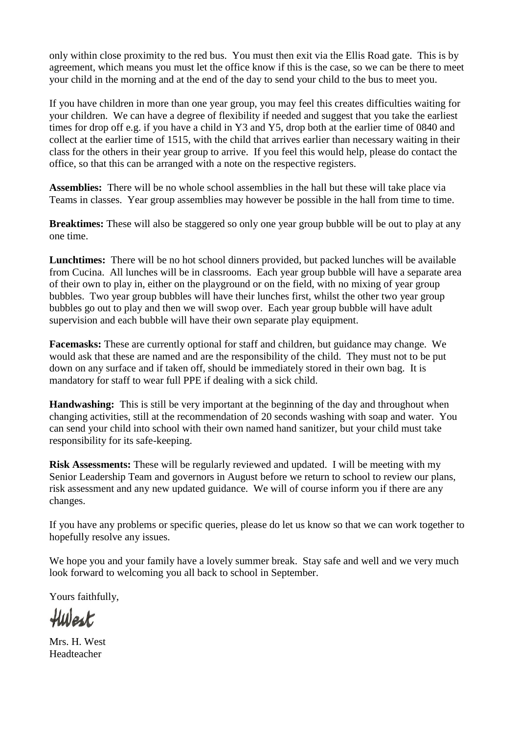only within close proximity to the red bus. You must then exit via the Ellis Road gate. This is by agreement, which means you must let the office know if this is the case, so we can be there to meet your child in the morning and at the end of the day to send your child to the bus to meet you.

If you have children in more than one year group, you may feel this creates difficulties waiting for your children. We can have a degree of flexibility if needed and suggest that you take the earliest times for drop off e.g. if you have a child in Y3 and Y5, drop both at the earlier time of 0840 and collect at the earlier time of 1515, with the child that arrives earlier than necessary waiting in their class for the others in their year group to arrive. If you feel this would help, please do contact the office, so that this can be arranged with a note on the respective registers.

**Assemblies:** There will be no whole school assemblies in the hall but these will take place via Teams in classes. Year group assemblies may however be possible in the hall from time to time.

**Breaktimes:** These will also be staggered so only one year group bubble will be out to play at any one time.

**Lunchtimes:** There will be no hot school dinners provided, but packed lunches will be available from Cucina. All lunches will be in classrooms. Each year group bubble will have a separate area of their own to play in, either on the playground or on the field, with no mixing of year group bubbles. Two year group bubbles will have their lunches first, whilst the other two year group bubbles go out to play and then we will swop over. Each year group bubble will have adult supervision and each bubble will have their own separate play equipment.

**Facemasks:** These are currently optional for staff and children, but guidance may change. We would ask that these are named and are the responsibility of the child. They must not to be put down on any surface and if taken off, should be immediately stored in their own bag. It is mandatory for staff to wear full PPE if dealing with a sick child.

**Handwashing:** This is still be very important at the beginning of the day and throughout when changing activities, still at the recommendation of 20 seconds washing with soap and water. You can send your child into school with their own named hand sanitizer, but your child must take responsibility for its safe-keeping.

**Risk Assessments:** These will be regularly reviewed and updated. I will be meeting with my Senior Leadership Team and governors in August before we return to school to review our plans, risk assessment and any new updated guidance. We will of course inform you if there are any changes.

If you have any problems or specific queries, please do let us know so that we can work together to hopefully resolve any issues.

We hope you and your family have a lovely summer break. Stay safe and well and we very much look forward to welcoming you all back to school in September.

Yours faithfully,

HWest

Mrs. H. West
Headteacher